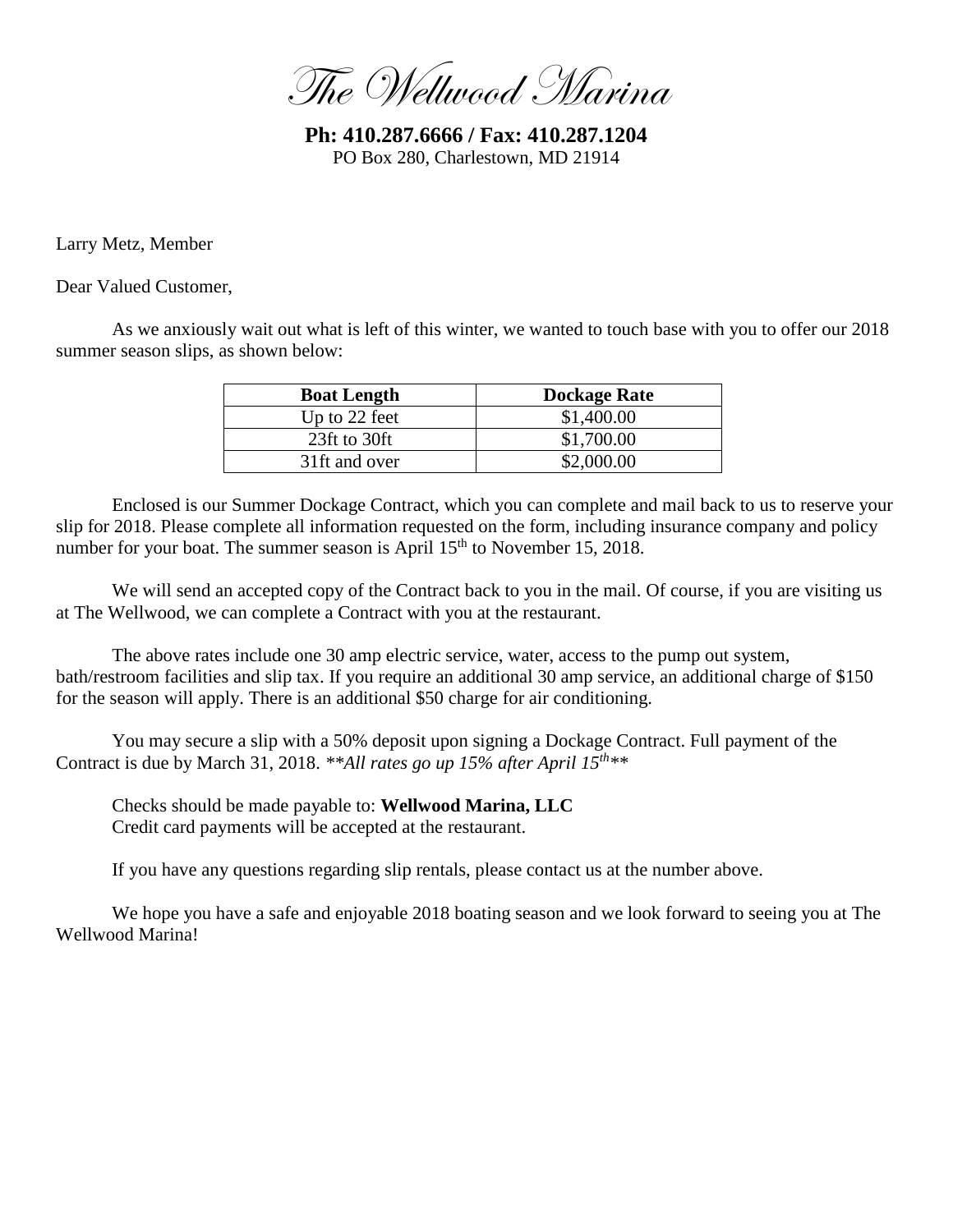# The Wellwood Marina

**Ph: 410.287.6666 / Fax: 410.287.1204**
PO Box 280, Charlestown, MD 21914

Larry Metz, Member

Dear Valued Customer,

As we anxiously wait out what is left of this winter, we wanted to touch base with you to offer our 2018 summer season slips, as shown below:

| Boat Length | Dockage Rate |
|---|---|
| Up to 22 feet | $1,400.00 |
| 23ft to 30ft | $1,700.00 |
| 31ft and over | $2,000.00 |

Enclosed is our Summer Dockage Contract, which you can complete and mail back to us to reserve your slip for 2018. Please complete all information requested on the form, including insurance company and policy number for your boat. The summer season is April 15th to November 15, 2018.

We will send an accepted copy of the Contract back to you in the mail. Of course, if you are visiting us at The Wellwood, we can complete a Contract with you at the restaurant.

The above rates include one 30 amp electric service, water, access to the pump out system, bath/restroom facilities and slip tax. If you require an additional 30 amp service, an additional charge of $150 for the season will apply. There is an additional $50 charge for air conditioning.

You may secure a slip with a 50% deposit upon signing a Dockage Contract. Full payment of the Contract is due by March 31, 2018. ***\*All rates go up 15% after April 15th\****

Checks should be made payable to: **Wellwood Marina, LLC**
Credit card payments will be accepted at the restaurant.

If you have any questions regarding slip rentals, please contact us at the number above.

We hope you have a safe and enjoyable 2018 boating season and we look forward to seeing you at The Wellwood Marina!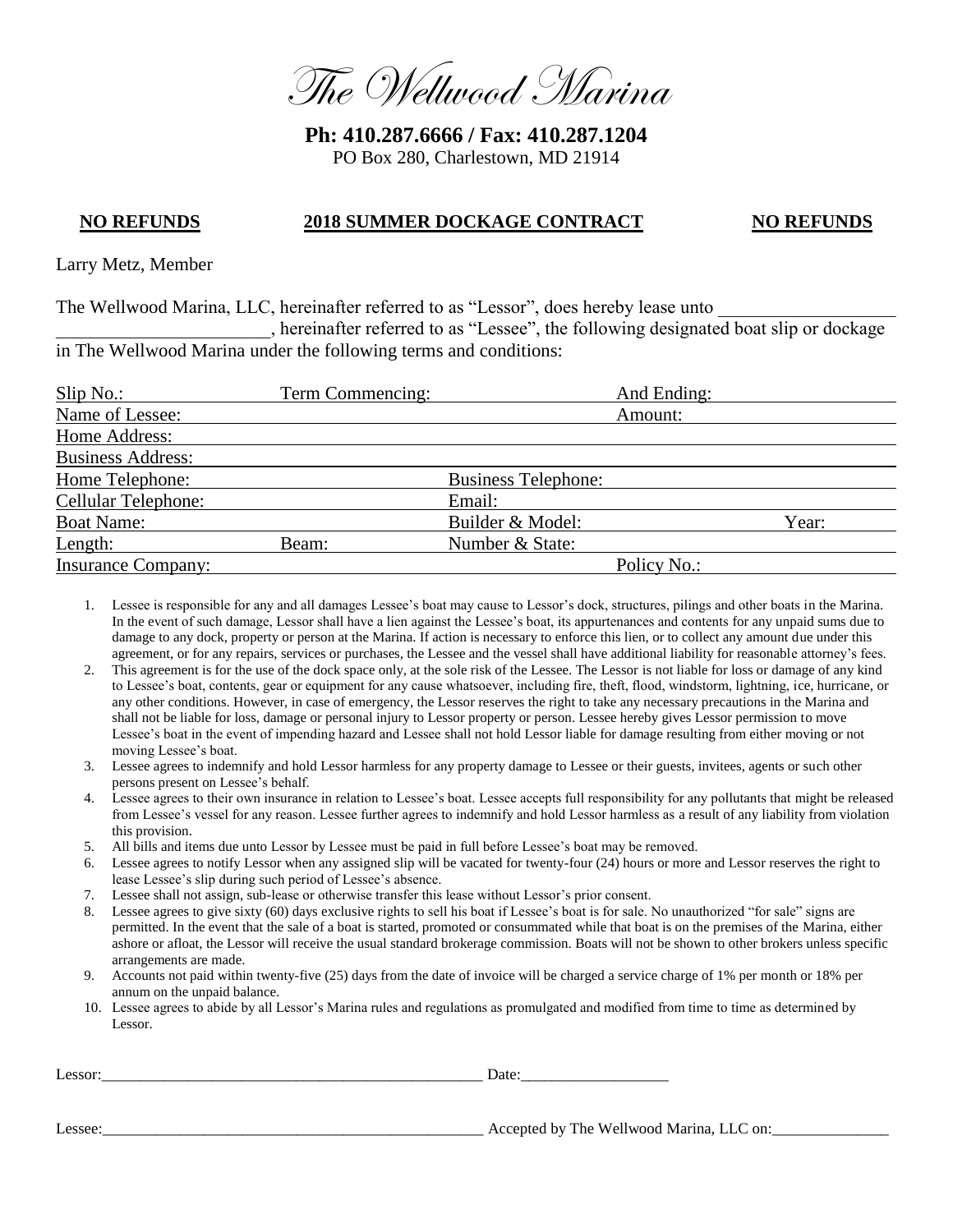# The Wellwood Marina

**Ph: 410.287.6666 / Fax: 410.287.1204**
PO Box 280, Charlestown, MD 21914

**NO REFUNDS** **2018 SUMMER DOCKAGE CONTRACT** **NO REFUNDS**

Larry Metz, Member

The Wellwood Marina, LLC, hereinafter referred to as "Lessor", does hereby lease unto ______________________________________, hereinafter referred to as "Lessee", the following designated boat slip or dockage in The Wellwood Marina under the following terms and conditions:

| | | | |
|---|---|---|---|
| Slip No.: | Term Commencing: | And Ending: | |
| Name of Lessee: | | Amount: | |
| Home Address: | | | |
| Business Address: | | | |
| Home Telephone: | | Business Telephone: | |
| Cellular Telephone: | | Email: | |
| Boat Name: | | Builder & Model: | Year: |
| Length: | Beam: | Number & State: | |
| Insurance Company: | | Policy No.: | |

1. Lessee is responsible for any and all damages Lessee's boat may cause to Lessor's dock, structures, pilings and other boats in the Marina. In the event of such damage, Lessor shall have a lien against the Lessee's boat, its appurtenances and contents for any unpaid sums due to damage to any dock, property or person at the Marina. If action is necessary to enforce this lien, or to collect any amount due under this agreement, or for any repairs, services or purchases, the Lessee and the vessel shall have additional liability for reasonable attorney's fees.
2. This agreement is for the use of the dock space only, at the sole risk of the Lessee. The Lessor is not liable for loss or damage of any kind to Lessee's boat, contents, gear or equipment for any cause whatsoever, including fire, theft, flood, windstorm, lightning, ice, hurricane, or any other conditions. However, in case of emergency, the Lessor reserves the right to take any necessary precautions in the Marina and shall not be liable for loss, damage or personal injury to Lessor property or person. Lessee hereby gives Lessor permission to move Lessee's boat in the event of impending hazard and Lessee shall not hold Lessor liable for damage resulting from either moving or not moving Lessee's boat.
3. Lessee agrees to indemnify and hold Lessor harmless for any property damage to Lessee or their guests, invitees, agents or such other persons present on Lessee's behalf.
4. Lessee agrees to their own insurance in relation to Lessee's boat. Lessee accepts full responsibility for any pollutants that might be released from Lessee's vessel for any reason. Lessee further agrees to indemnify and hold Lessor harmless as a result of any liability from violation this provision.
5. All bills and items due unto Lessor by Lessee must be paid in full before Lessee's boat may be removed.
6. Lessee agrees to notify Lessor when any assigned slip will be vacated for twenty-four (24) hours or more and Lessor reserves the right to lease Lessee's slip during such period of Lessee's absence.
7. Lessee shall not assign, sub-lease or otherwise transfer this lease without Lessor's prior consent.
8. Lessee agrees to give sixty (60) days exclusive rights to sell his boat if Lessee's boat is for sale. No unauthorized "for sale" signs are permitted. In the event that the sale of a boat is started, promoted or consummated while that boat is on the premises of the Marina, either ashore or afloat, the Lessor will receive the usual standard brokerage commission. Boats will not be shown to other brokers unless specific arrangements are made.
9. Accounts not paid within twenty-five (25) days from the date of invoice will be charged a service charge of 1% per month or 18% per annum on the unpaid balance.
10. Lessee agrees to abide by all Lessor's Marina rules and regulations as promulgated and modified from time to time as determined by Lessor.

Lessor:__________________________________________________ Date:__________________

Lessee:__________________________________________________ Accepted by The Wellwood Marina, LLC on:_______________